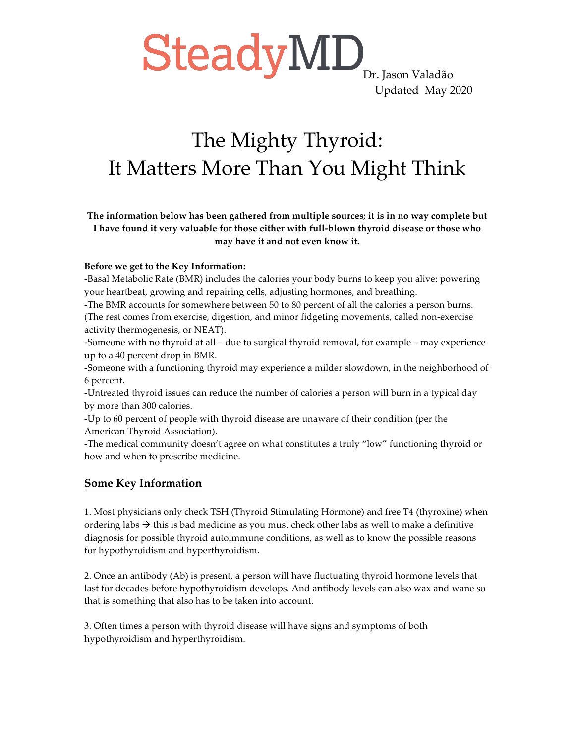SteadyMD

Dr. Jason Valadão
Updated May 2020

# The Mighty Thyroid: It Matters More Than You Might Think

**The information below has been gathered from multiple sources; it is in no way complete but I have found it very valuable for those either with full-blown thyroid disease or those who may have it and not even know it.**

**Before we get to the Key Information:**

-Basal Metabolic Rate (BMR) includes the calories your body burns to keep you alive: powering your heartbeat, growing and repairing cells, adjusting hormones, and breathing.
-The BMR accounts for somewhere between 50 to 80 percent of all the calories a person burns. (The rest comes from exercise, digestion, and minor fidgeting movements, called non-exercise activity thermogenesis, or NEAT).
-Someone with no thyroid at all – due to surgical thyroid removal, for example – may experience up to a 40 percent drop in BMR.
-Someone with a functioning thyroid may experience a milder slowdown, in the neighborhood of 6 percent.
-Untreated thyroid issues can reduce the number of calories a person will burn in a typical day by more than 300 calories.
-Up to 60 percent of people with thyroid disease are unaware of their condition (per the American Thyroid Association).
-The medical community doesn't agree on what constitutes a truly "low" functioning thyroid or how and when to prescribe medicine.

## Some Key Information

1. Most physicians only check TSH (Thyroid Stimulating Hormone) and free T4 (thyroxine) when ordering labs → this is bad medicine as you must check other labs as well to make a definitive diagnosis for possible thyroid autoimmune conditions, as well as to know the possible reasons for hypothyroidism and hyperthyroidism.

2. Once an antibody (Ab) is present, a person will have fluctuating thyroid hormone levels that last for decades before hypothyroidism develops. And antibody levels can also wax and wane so that is something that also has to be taken into account.

3. Often times a person with thyroid disease will have signs and symptoms of both hypothyroidism and hyperthyroidism.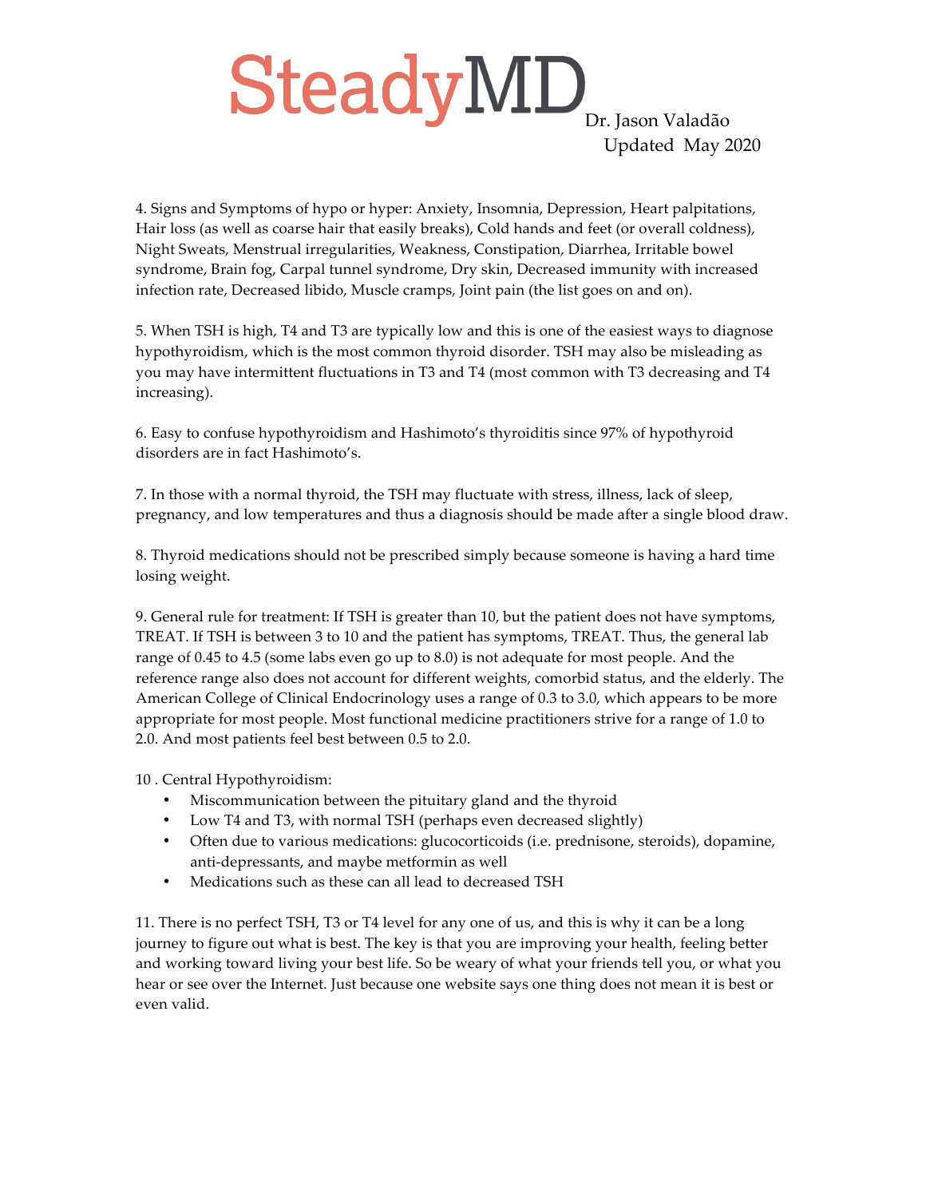4. Signs and Symptoms of hypo or hyper: Anxiety, Insomnia, Depression, Heart palpitations, Hair loss (as well as coarse hair that easily breaks), Cold hands and feet (or overall coldness), Night Sweats, Menstrual irregularities, Weakness, Constipation, Diarrhea, Irritable bowel syndrome, Brain fog, Carpal tunnel syndrome, Dry skin, Decreased immunity with increased infection rate, Decreased libido, Muscle cramps, Joint pain (the list goes on and on).

5. When TSH is high, T4 and T3 are typically low and this is one of the easiest ways to diagnose hypothyroidism, which is the most common thyroid disorder. TSH may also be misleading as you may have intermittent fluctuations in T3 and T4 (most common with T3 decreasing and T4 increasing).

6. Easy to confuse hypothyroidism and Hashimoto's thyroiditis since 97% of hypothyroid disorders are in fact Hashimoto's.

7. In those with a normal thyroid, the TSH may fluctuate with stress, illness, lack of sleep, pregnancy, and low temperatures and thus a diagnosis should be made after a single blood draw.

8. Thyroid medications should not be prescribed simply because someone is having a hard time losing weight.

9. General rule for treatment: If TSH is greater than 10, but the patient does not have symptoms, TREAT. If TSH is between 3 to 10 and the patient has symptoms, TREAT. Thus, the general lab range of 0.45 to 4.5 (some labs even go up to 8.0) is not adequate for most people. And the reference range also does not account for different weights, comorbid status, and the elderly. The American College of Clinical Endocrinology uses a range of 0.3 to 3.0, which appears to be more appropriate for most people. Most functional medicine practitioners strive for a range of 1.0 to 2.0. And most patients feel best between 0.5 to 2.0.

10 . Central Hypothyroidism:

- Miscommunication between the pituitary gland and the thyroid
- Low T4 and T3, with normal TSH (perhaps even decreased slightly)
- Often due to various medications: glucocorticoids (i.e. prednisone, steroids), dopamine, anti-depressants, and maybe metformin as well
- Medications such as these can all lead to decreased TSH

11. There is no perfect TSH, T3 or T4 level for any one of us, and this is why it can be a long journey to figure out what is best. The key is that you are improving your health, feeling better and working toward living your best life. So be weary of what your friends tell you, or what you hear or see over the Internet. Just because one website says one thing does not mean it is best or even valid.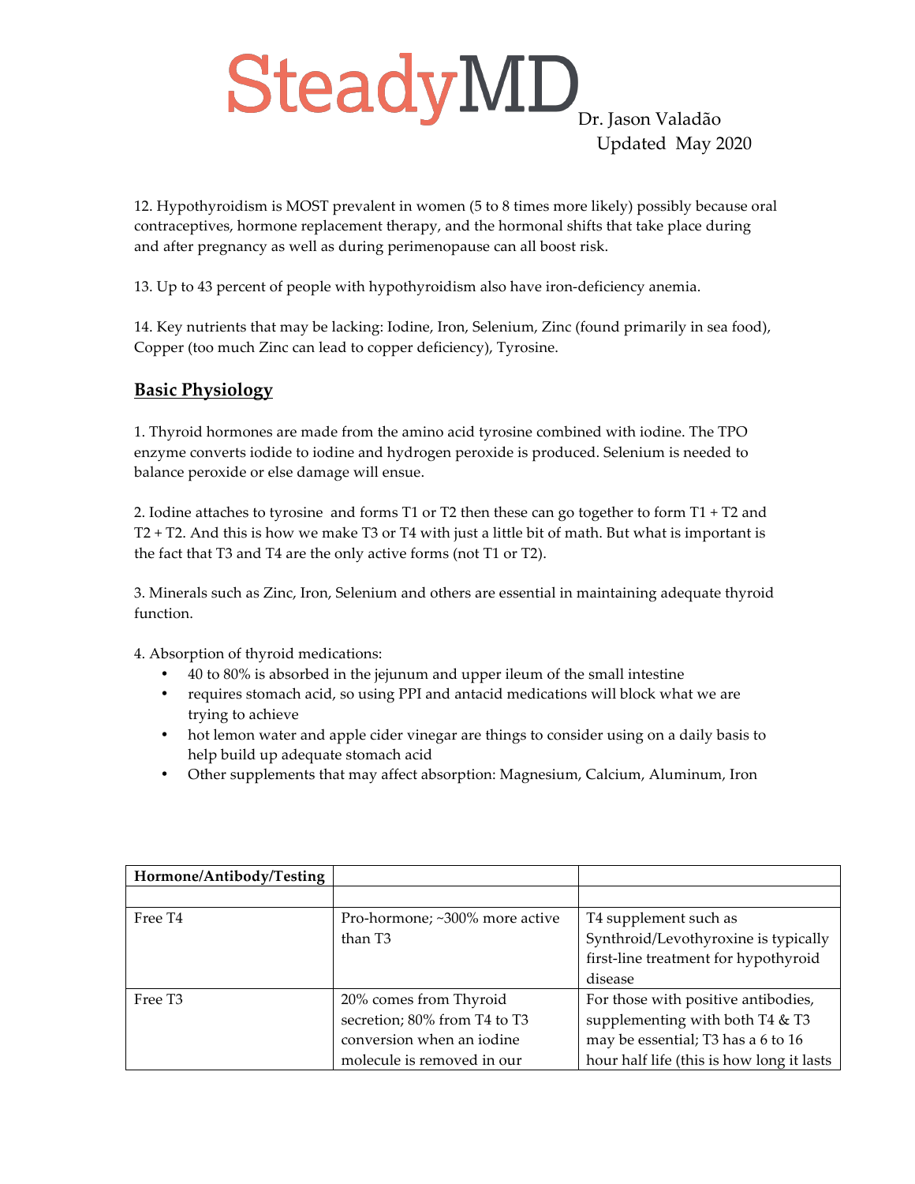12. Hypothyroidism is MOST prevalent in women (5 to 8 times more likely) possibly because oral contraceptives, hormone replacement therapy, and the hormonal shifts that take place during and after pregnancy as well as during perimenopause can all boost risk.

13. Up to 43 percent of people with hypothyroidism also have iron-deficiency anemia.

14. Key nutrients that may be lacking: Iodine, Iron, Selenium, Zinc (found primarily in sea food), Copper (too much Zinc can lead to copper deficiency), Tyrosine.

## Basic Physiology

1. Thyroid hormones are made from the amino acid tyrosine combined with iodine. The TPO enzyme converts iodide to iodine and hydrogen peroxide is produced. Selenium is needed to balance peroxide or else damage will ensue.

2. Iodine attaches to tyrosine and forms T1 or T2 then these can go together to form T1 + T2 and T2 + T2. And this is how we make T3 or T4 with just a little bit of math. But what is important is the fact that T3 and T4 are the only active forms (not T1 or T2).

3. Minerals such as Zinc, Iron, Selenium and others are essential in maintaining adequate thyroid function.

4. Absorption of thyroid medications:
   - 40 to 80% is absorbed in the jejunum and upper ileum of the small intestine
   - requires stomach acid, so using PPI and antacid medications will block what we are trying to achieve
   - hot lemon water and apple cider vinegar are things to consider using on a daily basis to help build up adequate stomach acid
   - Other supplements that may affect absorption: Magnesium, Calcium, Aluminum, Iron

| **Hormone/Antibody/Testing** | | |
|---|---|---|
| | | |
| Free T4 | Pro-hormone; ~300% more active than T3 | T4 supplement such as Synthroid/Levothyroxine is typically first-line treatment for hypothyroid disease |
| Free T3 | 20% comes from Thyroid secretion; 80% from T4 to T3 conversion when an iodine molecule is removed in our | For those with positive antibodies, supplementing with both T4 & T3 may be essential; T3 has a 6 to 16 hour half life (this is how long it lasts |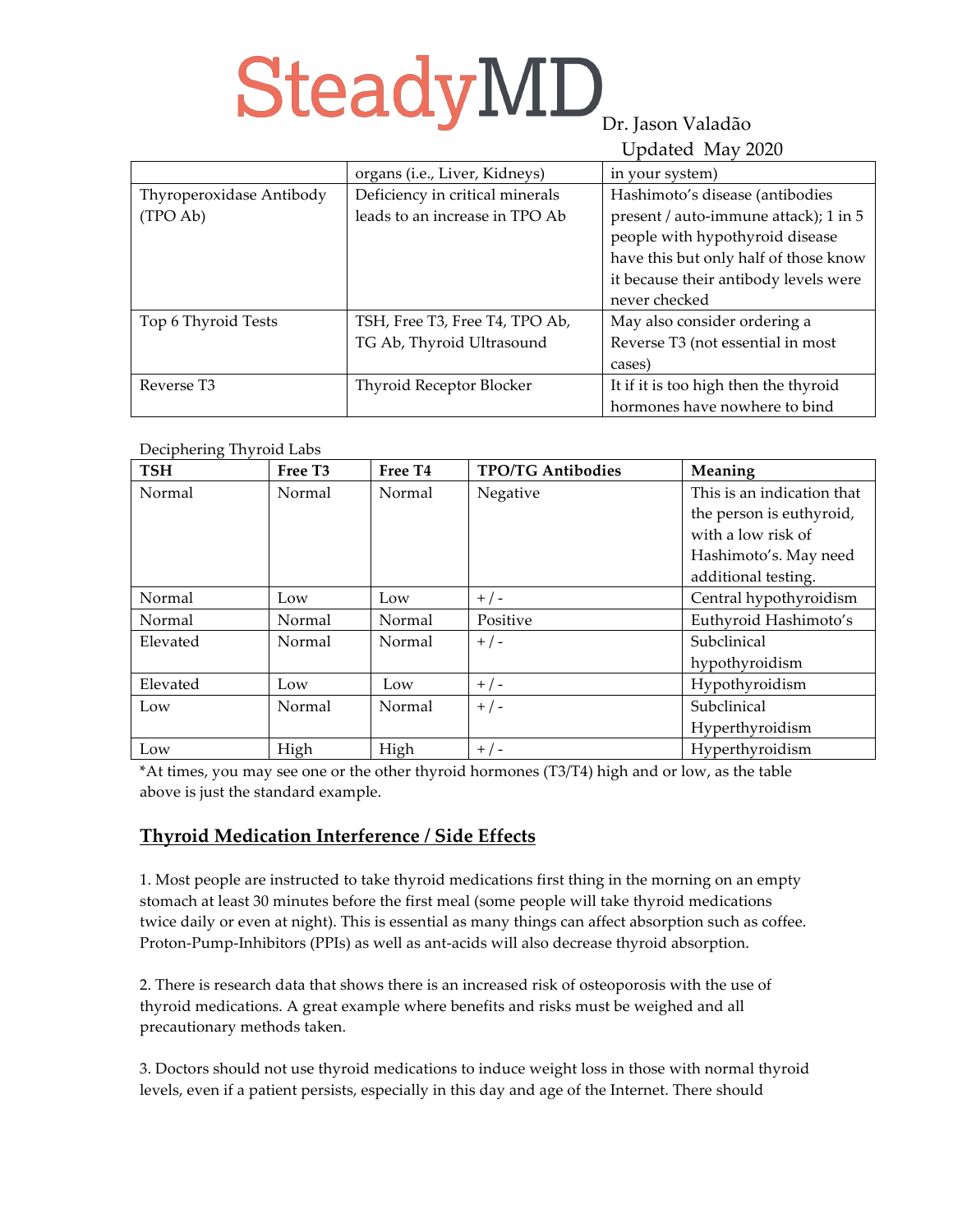| | organs (i.e., Liver, Kidneys) | in your system) |
|---|---|---|
| Thyroperoxidase Antibody (TPO Ab) | Deficiency in critical minerals leads to an increase in TPO Ab | Hashimoto's disease (antibodies present / auto-immune attack); 1 in 5 people with hypothyroid disease have this but only half of those know it because their antibody levels were never checked |
| Top 6 Thyroid Tests | TSH, Free T3, Free T4, TPO Ab, TG Ab, Thyroid Ultrasound | May also consider ordering a Reverse T3 (not essential in most cases) |
| Reverse T3 | Thyroid Receptor Blocker | It if it is too high then the thyroid hormones have nowhere to bind |

Deciphering Thyroid Labs

| TSH | Free T3 | Free T4 | TPO/TG Antibodies | Meaning |
|---|---|---|---|---|
| Normal | Normal | Normal | Negative | This is an indication that the person is euthyroid, with a low risk of Hashimoto's. May need additional testing. |
| Normal | Low | Low | + / - | Central hypothyroidism |
| Normal | Normal | Normal | Positive | Euthyroid Hashimoto's |
| Elevated | Normal | Normal | + / - | Subclinical hypothyroidism |
| Elevated | Low | Low | + / - | Hypothyroidism |
| Low | Normal | Normal | + / - | Subclinical Hyperthyroidism |
| Low | High | High | + / - | Hyperthyroidism |

*At times, you may see one or the other thyroid hormones (T3/T4) high and or low, as the table above is just the standard example.

## Thyroid Medication Interference / Side Effects

1. Most people are instructed to take thyroid medications first thing in the morning on an empty stomach at least 30 minutes before the first meal (some people will take thyroid medications twice daily or even at night). This is essential as many things can affect absorption such as coffee. Proton-Pump-Inhibitors (PPIs) as well as ant-acids will also decrease thyroid absorption.

2. There is research data that shows there is an increased risk of osteoporosis with the use of thyroid medications. A great example where benefits and risks must be weighed and all precautionary methods taken.

3. Doctors should not use thyroid medications to induce weight loss in those with normal thyroid levels, even if a patient persists, especially in this day and age of the Internet. There should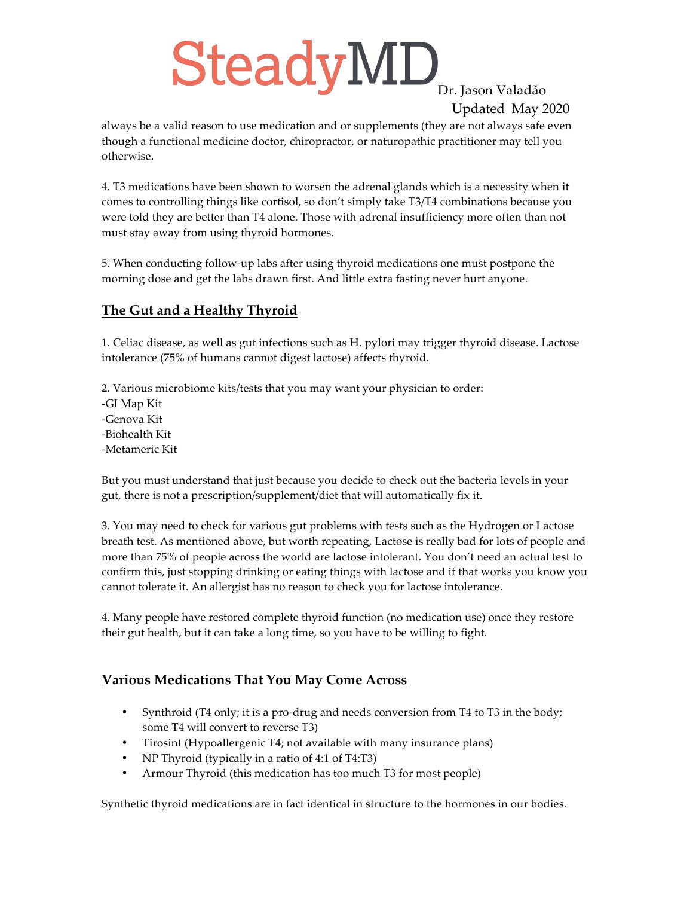always be a valid reason to use medication and or supplements (they are not always safe even though a functional medicine doctor, chiropractor, or naturopathic practitioner may tell you otherwise.

4. T3 medications have been shown to worsen the adrenal glands which is a necessity when it comes to controlling things like cortisol, so don't simply take T3/T4 combinations because you were told they are better than T4 alone. Those with adrenal insufficiency more often than not must stay away from using thyroid hormones.

5. When conducting follow-up labs after using thyroid medications one must postpone the morning dose and get the labs drawn first. And little extra fasting never hurt anyone.

## The Gut and a Healthy Thyroid

1. Celiac disease, as well as gut infections such as H. pylori may trigger thyroid disease. Lactose intolerance (75% of humans cannot digest lactose) affects thyroid.

2. Various microbiome kits/tests that you may want your physician to order:
-GI Map Kit
-Genova Kit
-Biohealth Kit
-Metameric Kit

But you must understand that just because you decide to check out the bacteria levels in your gut, there is not a prescription/supplement/diet that will automatically fix it.

3. You may need to check for various gut problems with tests such as the Hydrogen or Lactose breath test. As mentioned above, but worth repeating, Lactose is really bad for lots of people and more than 75% of people across the world are lactose intolerant. You don't need an actual test to confirm this, just stopping drinking or eating things with lactose and if that works you know you cannot tolerate it. An allergist has no reason to check you for lactose intolerance.

4. Many people have restored complete thyroid function (no medication use) once they restore their gut health, but it can take a long time, so you have to be willing to fight.

## Various Medications That You May Come Across

- Synthroid (T4 only; it is a pro-drug and needs conversion from T4 to T3 in the body; some T4 will convert to reverse T3)
- Tirosint (Hypoallergenic T4; not available with many insurance plans)
- NP Thyroid (typically in a ratio of 4:1 of T4:T3)
- Armour Thyroid (this medication has too much T3 for most people)

Synthetic thyroid medications are in fact identical in structure to the hormones in our bodies.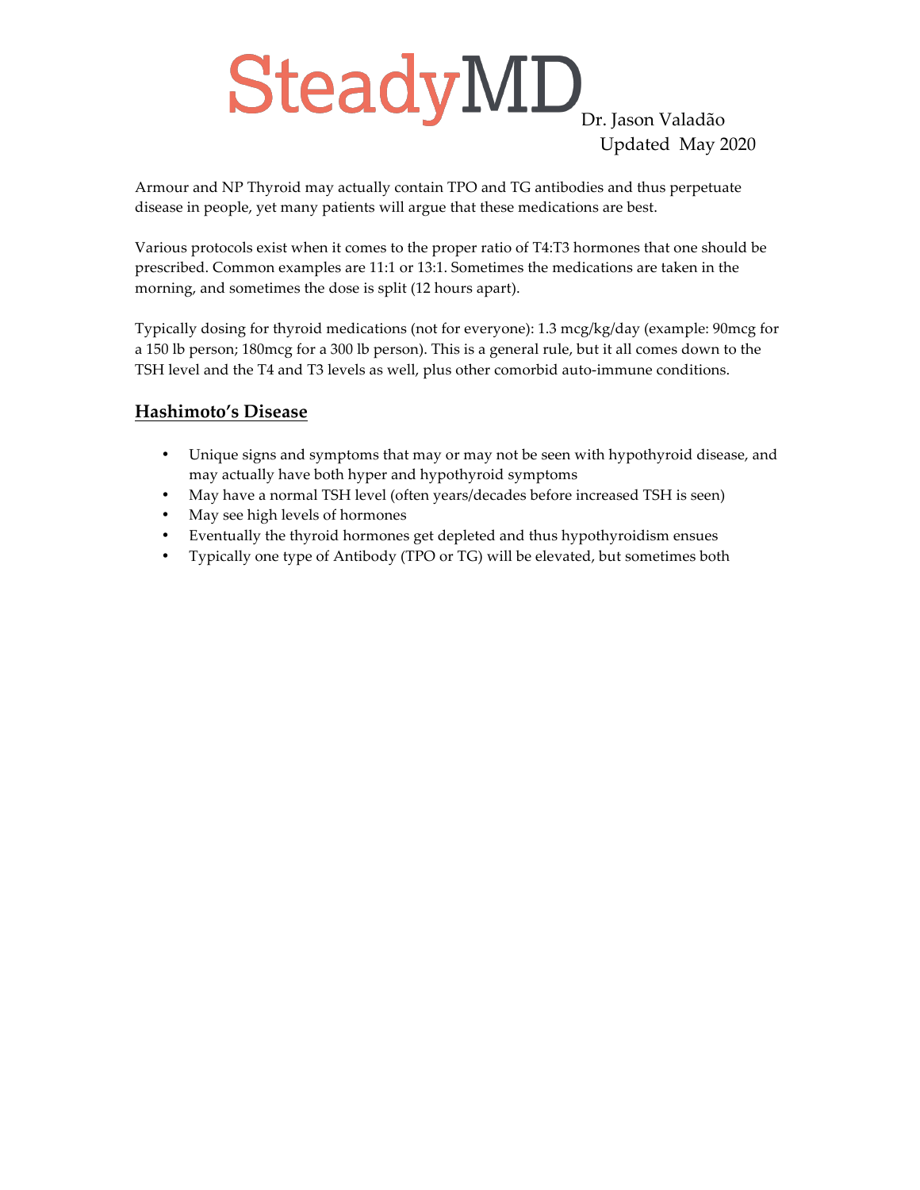Armour and NP Thyroid may actually contain TPO and TG antibodies and thus perpetuate disease in people, yet many patients will argue that these medications are best.

Various protocols exist when it comes to the proper ratio of T4:T3 hormones that one should be prescribed. Common examples are 11:1 or 13:1. Sometimes the medications are taken in the morning, and sometimes the dose is split (12 hours apart).

Typically dosing for thyroid medications (not for everyone): 1.3 mcg/kg/day (example: 90mcg for a 150 lb person; 180mcg for a 300 lb person). This is a general rule, but it all comes down to the TSH level and the T4 and T3 levels as well, plus other comorbid auto-immune conditions.

## Hashimoto's Disease

- Unique signs and symptoms that may or may not be seen with hypothyroid disease, and may actually have both hyper and hypothyroid symptoms
- May have a normal TSH level (often years/decades before increased TSH is seen)
- May see high levels of hormones
- Eventually the thyroid hormones get depleted and thus hypothyroidism ensues
- Typically one type of Antibody (TPO or TG) will be elevated, but sometimes both